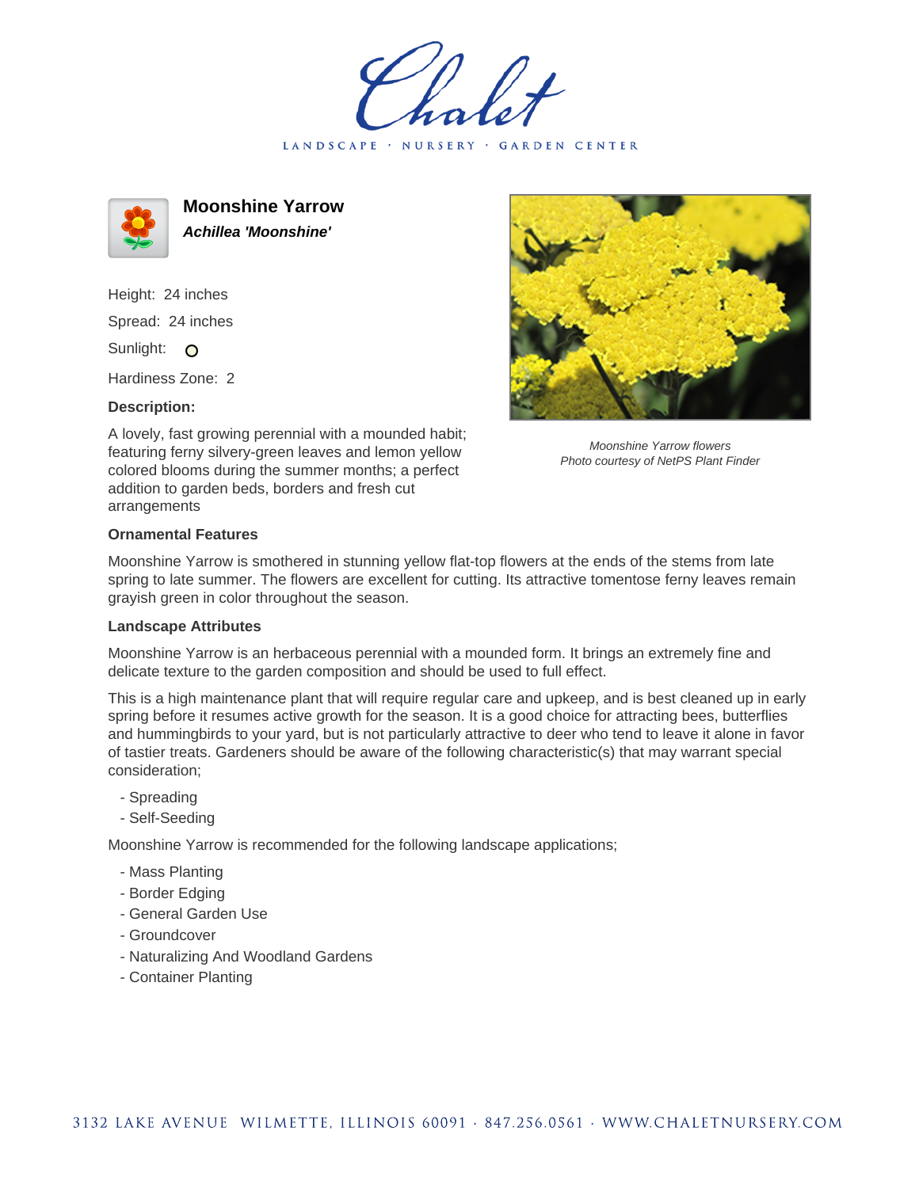# Moonshine Yarrow

***Achillea 'Moonshine'***

Height: 24 inches

Spread: 24 inches

Sunlight: O

Hardiness Zone: 2

**Description:**

A lovely, fast growing perennial with a mounded habit; featuring ferny silvery-green leaves and lemon yellow colored blooms during the summer months; a perfect addition to garden beds, borders and fresh cut arrangements

*Moonshine Yarrow flowers*
*Photo courtesy of NetPS Plant Finder*

### Ornamental Features

Moonshine Yarrow is smothered in stunning yellow flat-top flowers at the ends of the stems from late spring to late summer. The flowers are excellent for cutting. Its attractive tomentose ferny leaves remain grayish green in color throughout the season.

### Landscape Attributes

Moonshine Yarrow is an herbaceous perennial with a mounded form. It brings an extremely fine and delicate texture to the garden composition and should be used to full effect.

This is a high maintenance plant that will require regular care and upkeep, and is best cleaned up in early spring before it resumes active growth for the season. It is a good choice for attracting bees, butterflies and hummingbirds to your yard, but is not particularly attractive to deer who tend to leave it alone in favor of tastier treats. Gardeners should be aware of the following characteristic(s) that may warrant special consideration;

- Spreading
- Self-Seeding

Moonshine Yarrow is recommended for the following landscape applications;

- Mass Planting
- Border Edging
- General Garden Use
- Groundcover
- Naturalizing And Woodland Gardens
- Container Planting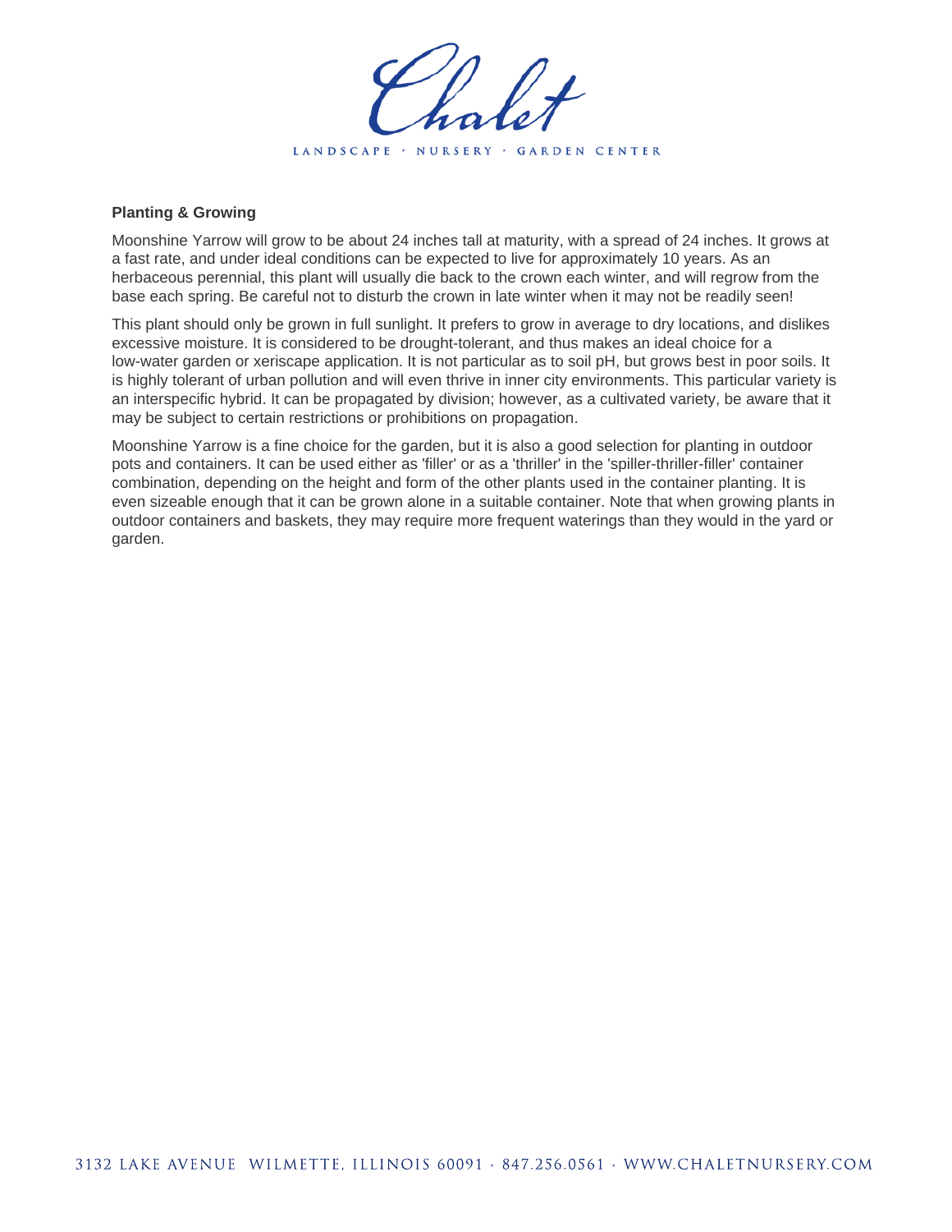### Planting & Growing

Moonshine Yarrow will grow to be about 24 inches tall at maturity, with a spread of 24 inches. It grows at a fast rate, and under ideal conditions can be expected to live for approximately 10 years. As an herbaceous perennial, this plant will usually die back to the crown each winter, and will regrow from the base each spring. Be careful not to disturb the crown in late winter when it may not be readily seen!

This plant should only be grown in full sunlight. It prefers to grow in average to dry locations, and dislikes excessive moisture. It is considered to be drought-tolerant, and thus makes an ideal choice for a low-water garden or xeriscape application. It is not particular as to soil pH, but grows best in poor soils. It is highly tolerant of urban pollution and will even thrive in inner city environments. This particular variety is an interspecific hybrid. It can be propagated by division; however, as a cultivated variety, be aware that it may be subject to certain restrictions or prohibitions on propagation.

Moonshine Yarrow is a fine choice for the garden, but it is also a good selection for planting in outdoor pots and containers. It can be used either as 'filler' or as a 'thriller' in the 'spiller-thriller-filler' container combination, depending on the height and form of the other plants used in the container planting. It is even sizeable enough that it can be grown alone in a suitable container. Note that when growing plants in outdoor containers and baskets, they may require more frequent waterings than they would in the yard or garden.